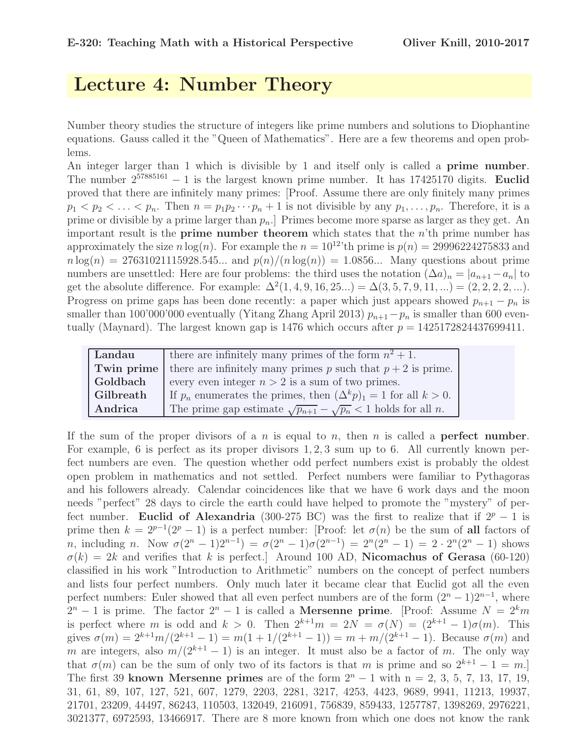# Lecture 4: Number Theory

Number theory studies the structure of integers like prime numbers and solutions to Diophantine equations. Gauss called it the "Queen of Mathematics". Here are a few theorems and open problems.

An integer larger than 1 which is divisible by 1 and itself only is called a **prime number**. The number $2^{57885161} - 1$ is the largest known prime number. It has 17425170 digits. **Euclid** proved that there are infinitely many primes: [Proof. Assume there are only finitely many primes $p_1 < p_2 < \ldots < p_n$. Then $n = p_1 p_2 \cdots p_n + 1$ is not divisible by any $p_1, \ldots, p_n$. Therefore, it is a prime or divisible by a prime larger than $p_n$.] Primes become more sparse as larger as they get. An important result is the **prime number theorem** which states that the $n$'th prime number has approximately the size $n \log(n)$. For example the $n = 10^{12}$'th prime is $p(n) = 29996224275833$ and $n \log(n) = 27631021115928.545...$ and $p(n)/(n \log(n)) = 1.0856...$ Many questions about prime numbers are unsettled: Here are four problems: the third uses the notation $(\Delta a)_n = |a_{n+1} - a_n|$ to get the absolute difference. For example: $\Delta^2(1, 4, 9, 16, 25...) = \Delta(3, 5, 7, 9, 11, ...) = (2, 2, 2, 2, ...)$. Progress on prime gaps has been done recently: a paper which just appears showed $p_{n+1} - p_n$ is smaller than 100'000'000 eventually (Yitang Zhang April 2013) $p_{n+1} - p_n$ is smaller than 600 eventually (Maynard). The largest known gap is 1476 which occurs after $p = 1425172824437699411$.

| | |
|---|---|
| **Landau** | there are infinitely many primes of the form $n^2 + 1$. |
| **Twin prime** | there are infinitely many primes $p$ such that $p + 2$ is prime. |
| **Goldbach** | every even integer $n > 2$ is a sum of two primes. |
| **Gilbreath** | If $p_n$ enumerates the primes, then $(\Delta^k p)_1 = 1$ for all $k > 0$. |
| **Andrica** | The prime gap estimate $\sqrt{p_{n+1}} - \sqrt{p_n} < 1$ holds for all $n$. |

If the sum of the proper divisors of a $n$ is equal to $n$, then $n$ is called a **perfect number**. For example, 6 is perfect as its proper divisors 1, 2, 3 sum up to 6. All currently known perfect numbers are even. The question whether odd perfect numbers exist is probably the oldest open problem in mathematics and not settled. Perfect numbers were familiar to Pythagoras and his followers already. Calendar coincidences like that we have 6 work days and the moon needs "perfect" 28 days to circle the earth could have helped to promote the "mystery" of perfect number. **Euclid of Alexandria** (300-275 BC) was the first to realize that if $2^p - 1$ is prime then $k = 2^{p-1}(2^p - 1)$ is a perfect number: [Proof: let $\sigma(n)$ be the sum of **all** factors of $n$, including $n$. Now $\sigma(2^n - 1)2^{n-1}) = \sigma(2^n - 1)\sigma(2^{n-1}) = 2^n(2^n - 1) = 2 \cdot 2^n(2^n - 1)$ shows $\sigma(k) = 2k$ and verifies that $k$ is perfect.] Around 100 AD, **Nicomachus of Gerasa** (60-120) classified in his work "Introduction to Arithmetic" numbers on the concept of perfect numbers and lists four perfect numbers. Only much later it became clear that Euclid got all the even perfect numbers: Euler showed that all even perfect numbers are of the form $(2^n - 1)2^{n-1}$, where $2^n - 1$ is prime. The factor $2^n - 1$ is called a **Mersenne prime**. [Proof: Assume $N = 2^k m$ is perfect where $m$ is odd and $k > 0$. Then $2^{k+1}m = 2N = \sigma(N) = (2^{k+1} - 1)\sigma(m)$. This gives $\sigma(m) = 2^{k+1}m/(2^{k+1} - 1) = m(1 + 1/(2^{k+1} - 1)) = m + m/(2^{k+1} - 1)$. Because $\sigma(m)$ and $m$ are integers, also $m/(2^{k+1} - 1)$ is an integer. It must also be a factor of $m$. The only way that $\sigma(m)$ can be the sum of only two of its factors is that $m$ is prime and so $2^{k+1} - 1 = m$.] The first 39 **known Mersenne primes** are of the form $2^n - 1$ with n = 2, 3, 5, 7, 13, 17, 19, 31, 61, 89, 107, 127, 521, 607, 1279, 2203, 2281, 3217, 4253, 4423, 9689, 9941, 11213, 19937, 21701, 23209, 44497, 86243, 110503, 132049, 216091, 756839, 859433, 1257787, 1398269, 2976221, 3021377, 6972593, 13466917. There are 8 more known from which one does not know the rank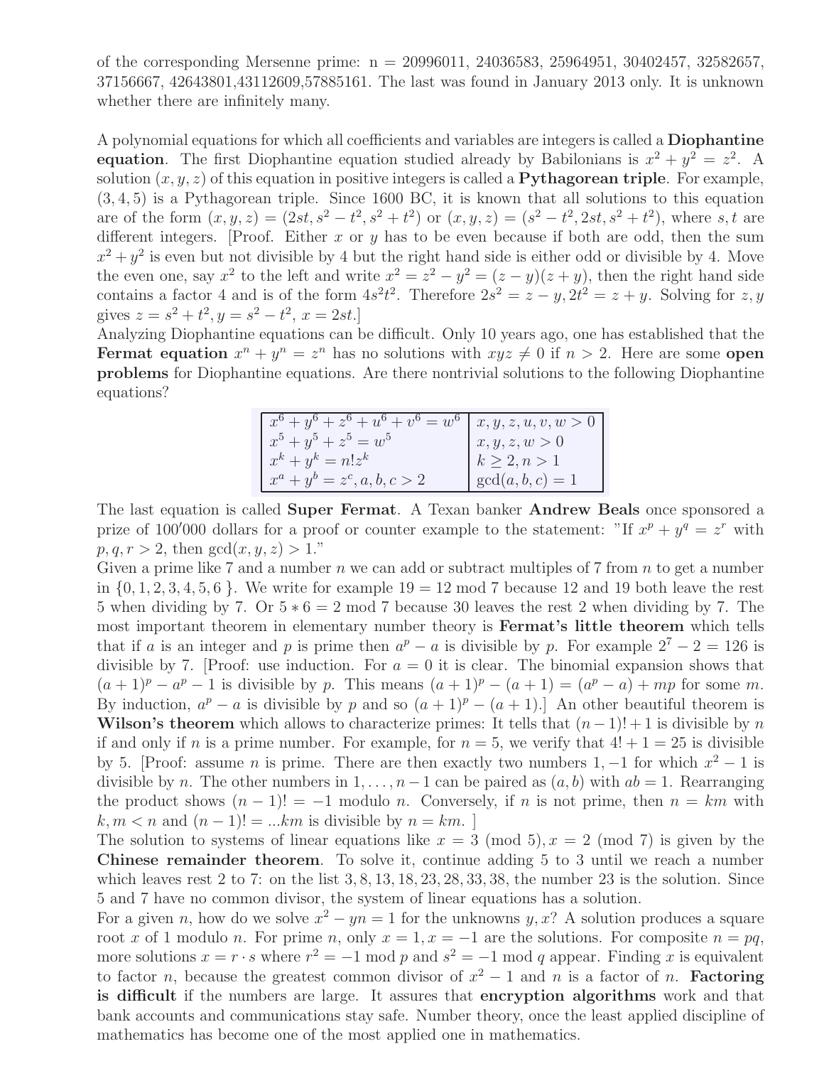of the corresponding Mersenne prime: n = 20996011, 24036583, 25964951, 30402457, 32582657, 37156667, 42643801,43112609,57885161. The last was found in January 2013 only. It is unknown whether there are infinitely many.

A polynomial equations for which all coefficients and variables are integers is called a **Diophantine equation**. The first Diophantine equation studied already by Babilonians is $x^2 + y^2 = z^2$. A solution $(x, y, z)$ of this equation in positive integers is called a **Pythagorean triple**. For example, $(3, 4, 5)$ is a Pythagorean triple. Since 1600 BC, it is known that all solutions to this equation are of the form $(x, y, z) = (2st, s^2 - t^2, s^2 + t^2)$ or $(x, y, z) = (s^2 - t^2, 2st, s^2 + t^2)$, where $s, t$ are different integers. [Proof. Either $x$ or $y$ has to be even because if both are odd, then the sum $x^2 + y^2$ is even but not divisible by 4 but the right hand side is either odd or divisible by 4. Move the even one, say $x^2$ to the left and write $x^2 = z^2 - y^2 = (z - y)(z + y)$, then the right hand side contains a factor 4 and is of the form $4s^2t^2$. Therefore $2s^2 = z - y, 2t^2 = z + y$. Solving for $z, y$ gives $z = s^2 + t^2, y = s^2 - t^2, x = 2st$.]

Analyzing Diophantine equations can be difficult. Only 10 years ago, one has established that the **Fermat equation** $x^n + y^n = z^n$ has no solutions with $xyz \neq 0$ if $n > 2$. Here are some **open problems** for Diophantine equations. Are there nontrivial solutions to the following Diophantine equations?

| | |
|---|---|
| $x^6 + y^6 + z^6 + u^6 + v^6 = w^6$ | $x, y, z, u, v, w > 0$ |
| $x^5 + y^5 + z^5 = w^5$ | $x, y, z, w > 0$ |
| $x^k + y^k = n!z^k$ | $k \geq 2, n > 1$ |
| $x^a + y^b = z^c, a, b, c > 2$ | $\gcd(a, b, c) = 1$ |

The last equation is called **Super Fermat**. A Texan banker **Andrew Beals** once sponsored a prize of 100'000 dollars for a proof or counter example to the statement: "If $x^p + y^q = z^r$ with $p, q, r > 2$, then $\gcd(x, y, z) > 1$."

Given a prime like 7 and a number $n$ we can add or subtract multiples of 7 from $n$ to get a number in $\{0, 1, 2, 3, 4, 5, 6\}$. We write for example $19 = 12 \mod 7$ because 12 and 19 both leave the rest 5 when dividing by 7. Or $5 * 6 = 2 \mod 7$ because 30 leaves the rest 2 when dividing by 7. The most important theorem in elementary number theory is **Fermat's little theorem** which tells that if $a$ is an integer and $p$ is prime then $a^p - a$ is divisible by $p$. For example $2^7 - 2 = 126$ is divisible by 7. [Proof: use induction. For $a = 0$ it is clear. The binomial expansion shows that $(a+1)^p - a^p - 1$ is divisible by $p$. This means $(a+1)^p - (a+1) = (a^p - a) + mp$ for some $m$. By induction, $a^p - a$ is divisible by $p$ and so $(a+1)^p - (a+1)$.] An other beautiful theorem is **Wilson's theorem** which allows to characterize primes: It tells that $(n-1)! + 1$ is divisible by $n$ if and only if $n$ is a prime number. For example, for $n = 5$, we verify that $4! + 1 = 25$ is divisible by 5. [Proof: assume $n$ is prime. There are then exactly two numbers $1, -1$ for which $x^2 - 1$ is divisible by $n$. The other numbers in $1, \ldots, n-1$ can be paired as $(a, b)$ with $ab = 1$. Rearranging the product shows $(n-1)! = -1$ modulo $n$. Conversely, if $n$ is not prime, then $n = km$ with $k, m < n$ and $(n-1)! = ...km$ is divisible by $n = km$. ]

The solution to systems of linear equations like $x = 3 \pmod 5), x = 2 \pmod 7)$ is given by the **Chinese remainder theorem**. To solve it, continue adding 5 to 3 until we reach a number which leaves rest 2 to 7: on the list 3, 8, 13, 18, 23, 28, 33, 38, the number 23 is the solution. Since 5 and 7 have no common divisor, the system of linear equations has a solution.

For a given $n$, how do we solve $x^2 - yn = 1$ for the unknowns $y, x$? A solution produces a square root $x$ of 1 modulo $n$. For prime $n$, only $x = 1, x = -1$ are the solutions. For composite $n = pq$, more solutions $x = r \cdot s$ where $r^2 = -1 \mod p$ and $s^2 = -1 \mod q$ appear. Finding $x$ is equivalent to factor $n$, because the greatest common divisor of $x^2 - 1$ and $n$ is a factor of $n$. **Factoring is difficult** if the numbers are large. It assures that **encryption algorithms** work and that bank accounts and communications stay safe. Number theory, once the least applied discipline of mathematics has become one of the most applied one in mathematics.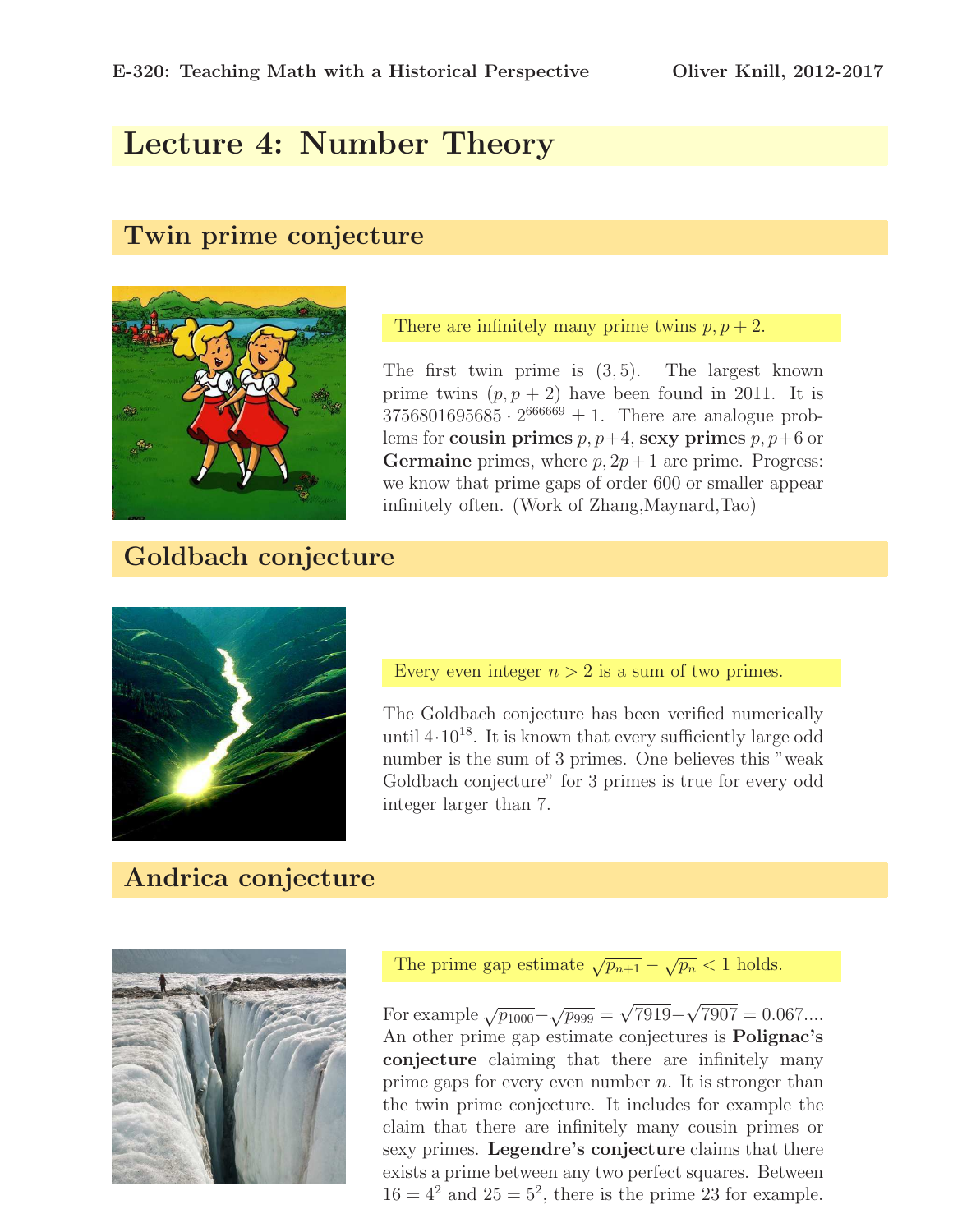# Lecture 4: Number Theory

## Twin prime conjecture

There are infinitely many prime twins $p, p+2$.

The first twin prime is $(3, 5)$. The largest known prime twins $(p, p+2)$ have been found in 2011. It is $3756801695685 \cdot 2^{666669} \pm 1$. There are analogue problems for **cousin primes** $p, p+4$, **sexy primes** $p, p+6$ or **Germaine** primes, where $p, 2p+1$ are prime. Progress: we know that prime gaps of order 600 or smaller appear infinitely often. (Work of Zhang,Maynard,Tao)

## Goldbach conjecture

Every even integer $n > 2$ is a sum of two primes.

The Goldbach conjecture has been verified numerically until $4 \cdot 10^{18}$. It is known that every sufficiently large odd number is the sum of 3 primes. One believes this "weak Goldbach conjecture" for 3 primes is true for every odd integer larger than 7.

## Andrica conjecture

The prime gap estimate $\sqrt{p_{n+1}} - \sqrt{p_n} < 1$ holds.

For example $\sqrt{p_{1000}} - \sqrt{p_{999}} = \sqrt{7919} - \sqrt{7907} = 0.067....$ An other prime gap estimate conjectures is **Polignac's conjecture** claiming that there are infinitely many prime gaps for every even number $n$. It is stronger than the twin prime conjecture. It includes for example the claim that there are infinitely many cousin primes or sexy primes. **Legendre's conjecture** claims that there exists a prime between any two perfect squares. Between $16 = 4^2$ and $25 = 5^2$, there is the prime 23 for example.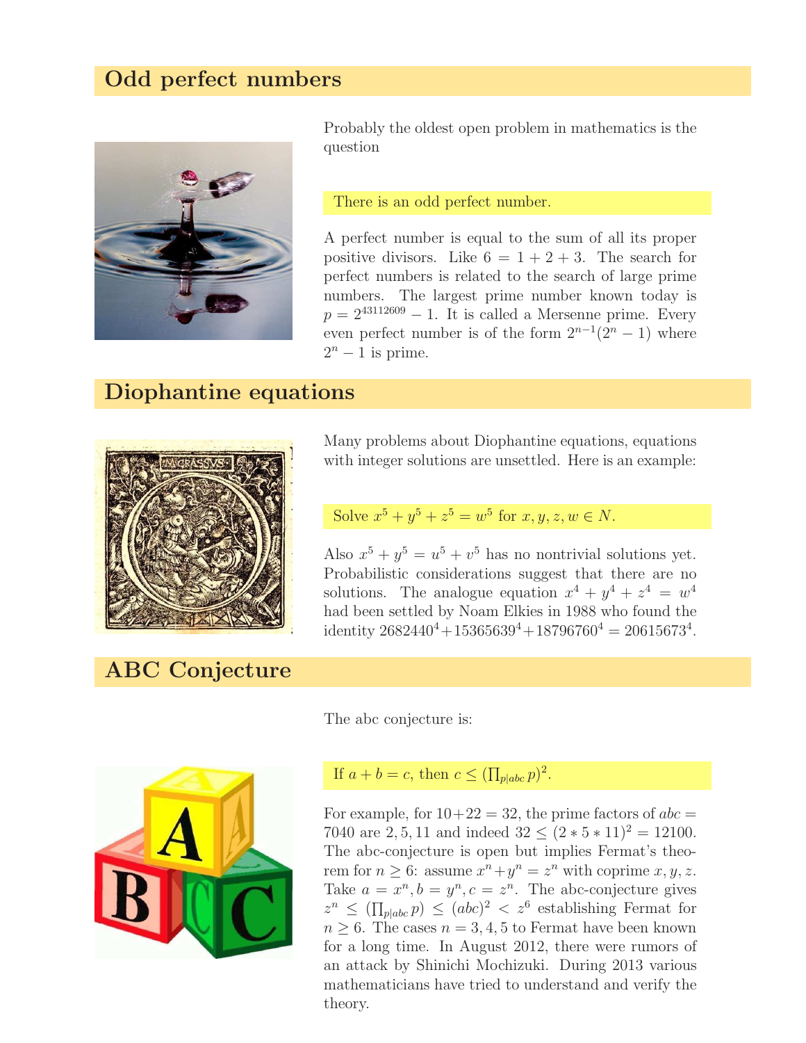## Odd perfect numbers

Probably the oldest open problem in mathematics is the question

> There is an odd perfect number.

A perfect number is equal to the sum of all its proper positive divisors. Like $6 = 1 + 2 + 3$. The search for perfect numbers is related to the search of large prime numbers. The largest prime number known today is $p = 2^{43112609} - 1$. It is called a Mersenne prime. Every even perfect number is of the form $2^{n-1}(2^n - 1)$ where $2^n - 1$ is prime.

## Diophantine equations

Many problems about Diophantine equations, equations with integer solutions are unsettled. Here is an example:

> Solve $x^5 + y^5 + z^5 = w^5$ for $x, y, z, w \in N$.

Also $x^5 + y^5 = u^5 + v^5$ has no nontrivial solutions yet. Probabilistic considerations suggest that there are no solutions. The analogue equation $x^4 + y^4 + z^4 = w^4$ had been settled by Noam Elkies in 1988 who found the identity $2682440^4 + 15365639^4 + 18796760^4 = 20615673^4$.

## ABC Conjecture

The abc conjecture is:

> If $a + b = c$, then $c \leq (\prod_{p|abc} p)^2$.

For example, for $10+22 = 32$, the prime factors of $abc = 7040$ are $2, 5, 11$ and indeed $32 \leq (2 * 5 * 11)^2 = 12100$. The abc-conjecture is open but implies Fermat's theorem for $n \geq 6$: assume $x^n + y^n = z^n$ with coprime $x, y, z$. Take $a = x^n, b = y^n, c = z^n$. The abc-conjecture gives $z^n \leq (\prod_{p|abc} p) \leq (abc)^2 < z^6$ establishing Fermat for $n \geq 6$. The cases $n = 3, 4, 5$ to Fermat have been known for a long time. In August 2012, there were rumors of an attack by Shinichi Mochizuki. During 2013 various mathematicians have tried to understand and verify the theory.